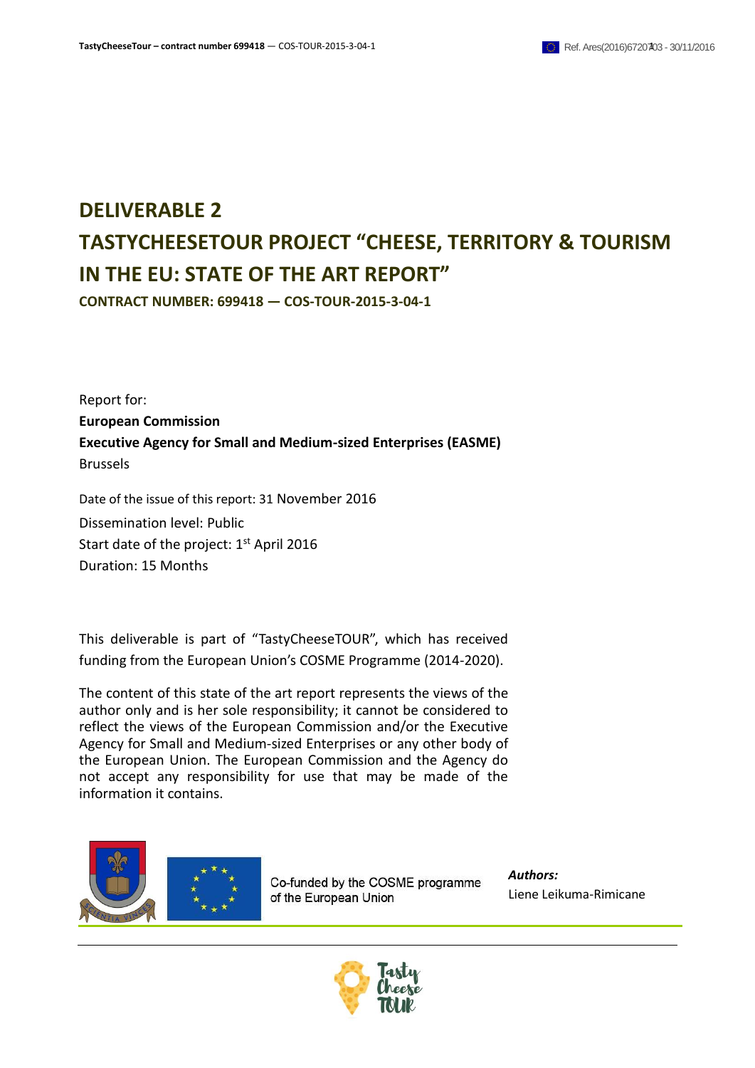# DELIVERABLE 2

# TASTYCHEESETOUR PROJECT "CHEESE, TERRITORY & TOURISM IN THE EU: STATE OF THE ART REPORT"

**CONTRACT NUMBER: 699418 — COS-TOUR-2015-3-04-1**

Report for:

**European Commission**

**Executive Agency for Small and Medium-sized Enterprises (EASME)**

Brussels

Date of the issue of this report: 31 November 2016

Dissemination level: Public

Start date of the project: 1st April 2016

Duration: 15 Months

This deliverable is part of "TastyCheeseTOUR", which has received funding from the European Union's COSME Programme (2014-2020).

The content of this state of the art report represents the views of the author only and is her sole responsibility; it cannot be considered to reflect the views of the European Commission and/or the Executive Agency for Small and Medium-sized Enterprises or any other body of the European Union. The European Commission and the Agency do not accept any responsibility for use that may be made of the information it contains.

Co-funded by the COSME programme of the European Union

***Authors:***

Liene Leikuma-Rimicane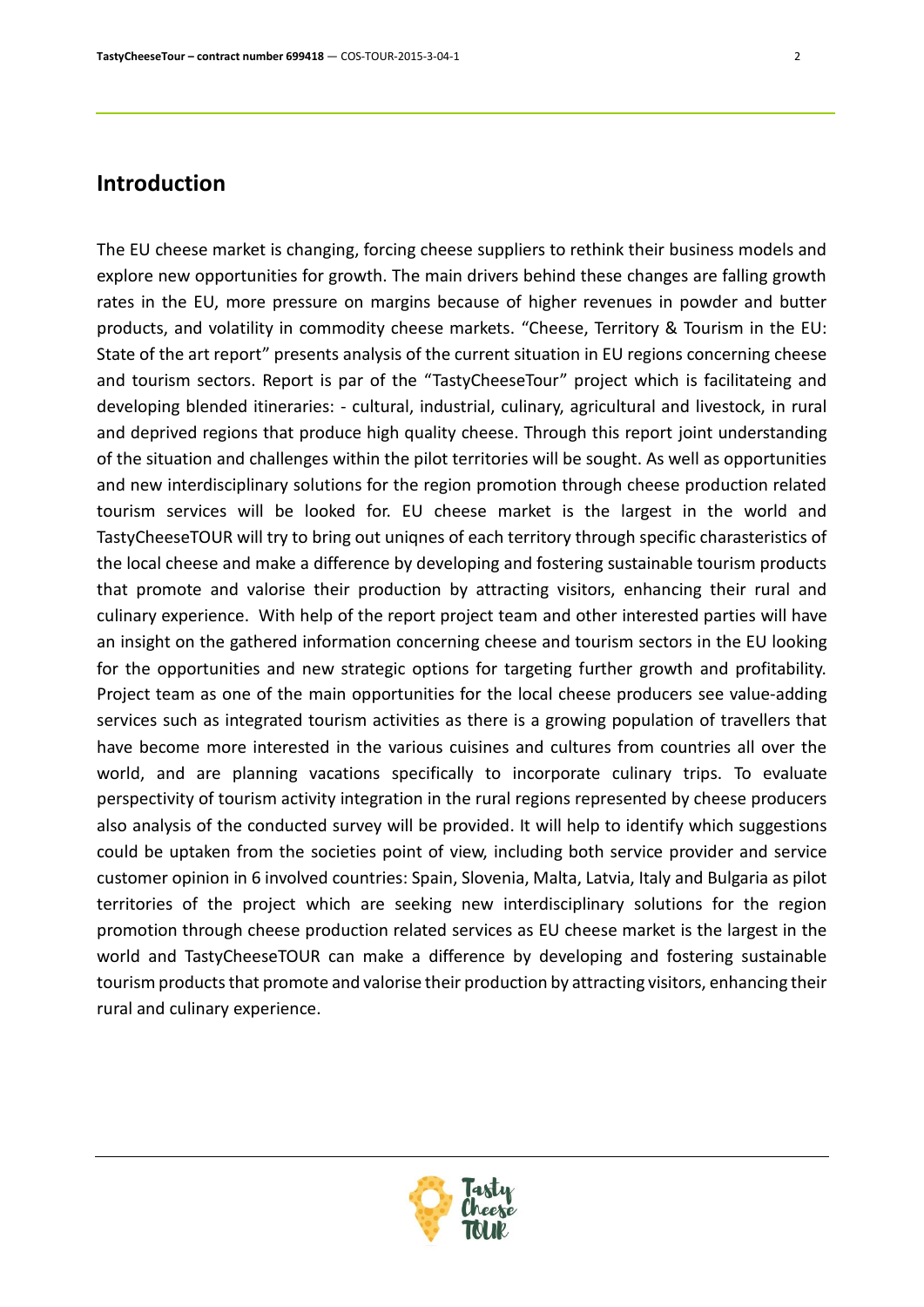## Introduction

The EU cheese market is changing, forcing cheese suppliers to rethink their business models and explore new opportunities for growth. The main drivers behind these changes are falling growth rates in the EU, more pressure on margins because of higher revenues in powder and butter products, and volatility in commodity cheese markets. "Cheese, Territory & Tourism in the EU: State of the art report" presents analysis of the current situation in EU regions concerning cheese and tourism sectors. Report is par of the "TastyCheeseTour" project which is facilitateing and developing blended itineraries: - cultural, industrial, culinary, agricultural and livestock, in rural and deprived regions that produce high quality cheese. Through this report joint understanding of the situation and challenges within the pilot territories will be sought. As well as opportunities and new interdisciplinary solutions for the region promotion through cheese production related tourism services will be looked for. EU cheese market is the largest in the world and TastyCheeseTOUR will try to bring out uniqnes of each territory through specific charasteristics of the local cheese and make a difference by developing and fostering sustainable tourism products that promote and valorise their production by attracting visitors, enhancing their rural and culinary experience. With help of the report project team and other interested parties will have an insight on the gathered information concerning cheese and tourism sectors in the EU looking for the opportunities and new strategic options for targeting further growth and profitability. Project team as one of the main opportunities for the local cheese producers see value-adding services such as integrated tourism activities as there is a growing population of travellers that have become more interested in the various cuisines and cultures from countries all over the world, and are planning vacations specifically to incorporate culinary trips. To evaluate perspectivity of tourism activity integration in the rural regions represented by cheese producers also analysis of the conducted survey will be provided. It will help to identify which suggestions could be uptaken from the societies point of view, including both service provider and service customer opinion in 6 involved countries: Spain, Slovenia, Malta, Latvia, Italy and Bulgaria as pilot territories of the project which are seeking new interdisciplinary solutions for the region promotion through cheese production related services as EU cheese market is the largest in the world and TastyCheeseTOUR can make a difference by developing and fostering sustainable tourism products that promote and valorise their production by attracting visitors, enhancing their rural and culinary experience.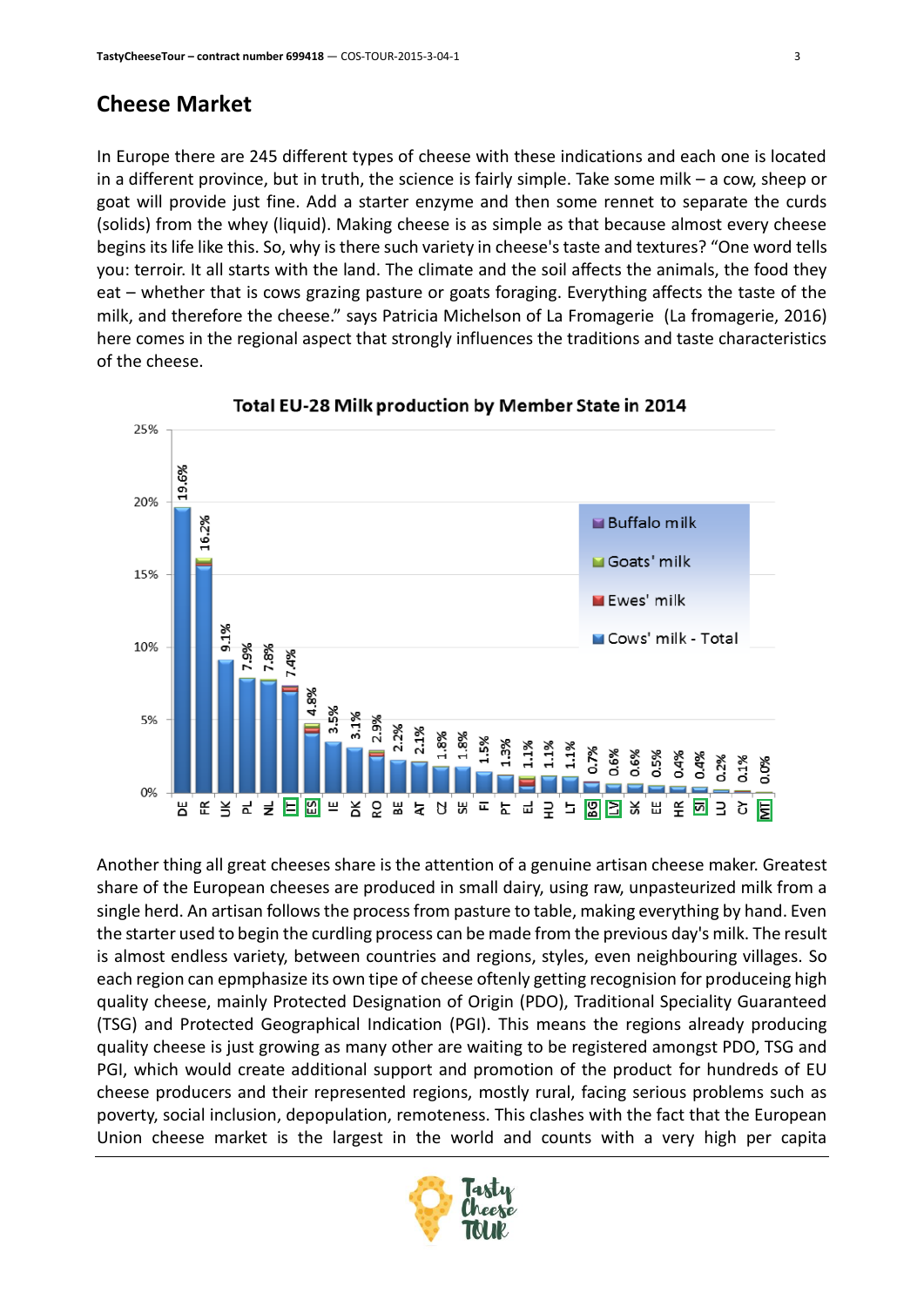## Cheese Market

In Europe there are 245 different types of cheese with these indications and each one is located in a different province, but in truth, the science is fairly simple. Take some milk – a cow, sheep or goat will provide just fine. Add a starter enzyme and then some rennet to separate the curds (solids) from the whey (liquid). Making cheese is as simple as that because almost every cheese begins its life like this. So, why is there such variety in cheese's taste and textures? "One word tells you: terroir. It all starts with the land. The climate and the soil affects the animals, the food they eat – whether that is cows grazing pasture or goats foraging. Everything affects the taste of the milk, and therefore the cheese." says Patricia Michelson of La Fromagerie (La fromagerie, 2016) here comes in the regional aspect that strongly influences the traditions and taste characteristics of the cheese.

Total EU-28 Milk production by Member State in 2014

25%
20%
15%
10%
5%
0%

Buffalo milk
Goats' milk
Ewes' milk
Cows' milk - Total

DE 19.6%
FR 16.2%
UK 9.1%
PL 7.9%
NL 7.8%
IT 7.4%
ES 4.8%
IE 3.5%
DK 3.1%
RO 2.9%
BE 2.2%
AT 2.1%
CZ 1.8%
SE 1.8%
FI 1.5%
PT 1.3%
EL 1.1%
HU 1.1%
LT 1.1%
BG 0.7%
LV 0.6%
SK 0.6%
EE 0.5%
HR 0.4%
SI 0.4%
LU 0.2%
CY 0.1%
MT 0.0%

Another thing all great cheeses share is the attention of a genuine artisan cheese maker. Greatest share of the European cheeses are produced in small dairy, using raw, unpasteurized milk from a single herd. An artisan follows the process from pasture to table, making everything by hand. Even the starter used to begin the curdling process can be made from the previous day's milk. The result is almost endless variety, between countries and regions, styles, even neighbouring villages. So each region can epmphasize its own tipe of cheese oftenly getting recognision for produceing high quality cheese, mainly Protected Designation of Origin (PDO), Traditional Speciality Guaranteed (TSG) and Protected Geographical Indication (PGI). This means the regions already producing quality cheese is just growing as many other are waiting to be registered amongst PDO, TSG and PGI, which would create additional support and promotion of the product for hundreds of EU cheese producers and their represented regions, mostly rural, facing serious problems such as poverty, social inclusion, depopulation, remoteness. This clashes with the fact that the European Union cheese market is the largest in the world and counts with a very high per capita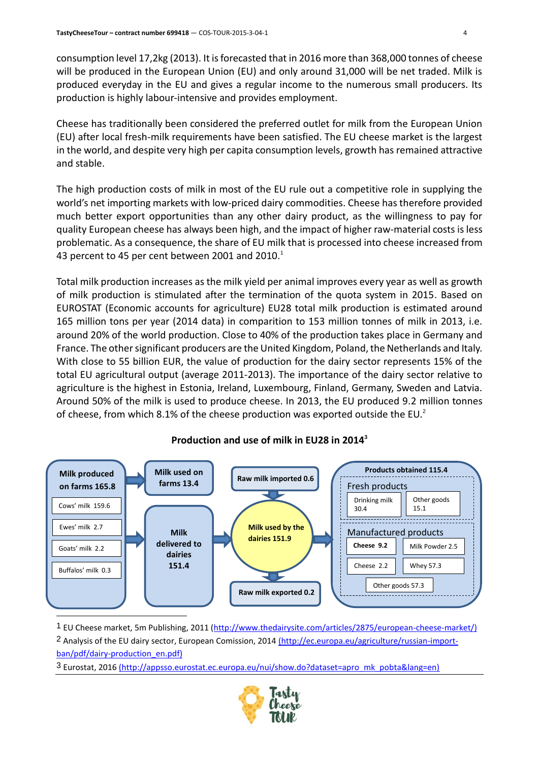consumption level 17,2kg (2013). It is forecasted that in 2016 more than 368,000 tonnes of cheese will be produced in the European Union (EU) and only around 31,000 will be net traded. Milk is produced everyday in the EU and gives a regular income to the numerous small producers. Its production is highly labour-intensive and provides employment.

Cheese has traditionally been considered the preferred outlet for milk from the European Union (EU) after local fresh-milk requirements have been satisfied. The EU cheese market is the largest in the world, and despite very high per capita consumption levels, growth has remained attractive and stable.

The high production costs of milk in most of the EU rule out a competitive role in supplying the world's net importing markets with low-priced dairy commodities. Cheese has therefore provided much better export opportunities than any other dairy product, as the willingness to pay for quality European cheese has always been high, and the impact of higher raw-material costs is less problematic. As a consequence, the share of EU milk that is processed into cheese increased from 43 percent to 45 per cent between 2001 and 2010.[1]

Total milk production increases as the milk yield per animal improves every year as well as growth of milk production is stimulated after the termination of the quota system in 2015. Based on EUROSTAT (Economic accounts for agriculture) EU28 total milk production is estimated around 165 million tons per year (2014 data) in comparition to 153 million tonnes of milk in 2013, i.e. around 20% of the world production. Close to 40% of the production takes place in Germany and France. The other significant producers are the United Kingdom, Poland, the Netherlands and Italy. With close to 55 billion EUR, the value of production for the dairy sector represents 15% of the total EU agricultural output (average 2011-2013). The importance of the dairy sector relative to agriculture is the highest in Estonia, Ireland, Luxembourg, Finland, Germany, Sweden and Latvia. Around 50% of the milk is used to produce cheese. In 2013, the EU produced 9.2 million tonnes of cheese, from which 8.1% of the cheese production was exported outside the EU.[2]

**Production and use of milk in EU28 in 2014**[3]

Milk produced on farms 165.8

Cows' milk 159.6

Ewes' milk 2.7

Goats' milk 2.2

Buffalos' milk 0.3

Milk used on farms 13.4

Milk delivered to dairies 151.4

Raw milk imported 0.6

Milk used by the dairies 151.9

Raw milk exported 0.2

Products obtained 115.4

Fresh products

Drinking milk 30.4

Other goods 15.1

Manufactured products

Cheese 9.2

Milk Powder 2.5

Cheese 2.2

Whey 57.3

Other goods 57.3

---

1 EU Cheese market, 5m Publishing, 2011 (http://www.thedairysite.com/articles/2875/european-cheese-market/)

2 Analysis of the EU dairy sector, European Comission, 2014 (http://ec.europa.eu/agriculture/russian-import-ban/pdf/dairy-production_en.pdf)

3 Eurostat, 2016 (http://appsso.eurostat.ec.europa.eu/nui/show.do?dataset=apro_mk_pobta&lang=en)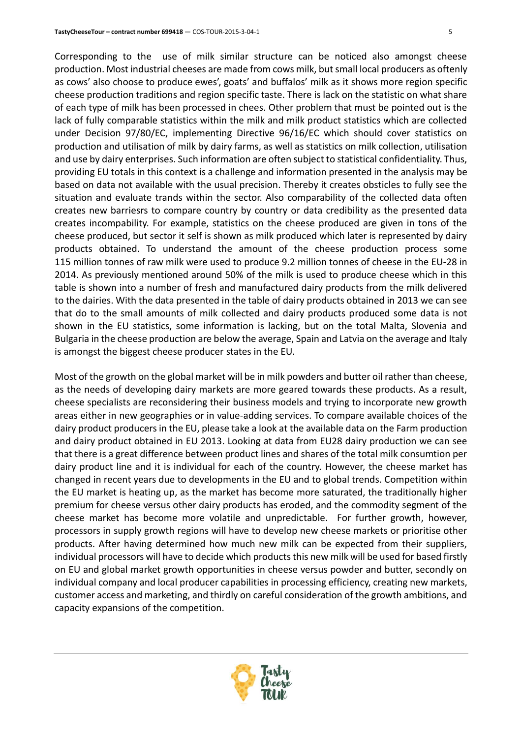Corresponding to the  use of milk similar structure can be noticed also amongst cheese production. Most industrial cheeses are made from cows milk, but small local producers as oftenly as cows' also choose to produce ewes', goats' and buffalos' milk as it shows more region specific cheese production traditions and region specific taste. There is lack on the statistic on what share of each type of milk has been processed in chees. Other problem that must be pointed out is the lack of fully comparable statistics within the milk and milk product statistics which are collected under Decision 97/80/EC, implementing Directive 96/16/EC which should cover statistics on production and utilisation of milk by dairy farms, as well as statistics on milk collection, utilisation and use by dairy enterprises. Such information are often subject to statistical confidentiality. Thus, providing EU totals in this context is a challenge and information presented in the analysis may be based on data not available with the usual precision. Thereby it creates obsticles to fully see the situation and evaluate trands within the sector. Also comparability of the collected data often creates new barriesrs to compare country by country or data credibility as the presented data creates incompability. For example, statistics on the cheese produced are given in tons of the cheese produced, but sector it self is shown as milk produced which later is represented by dairy products obtained. To understand the amount of the cheese production process some 115 million tonnes of raw milk were used to produce 9.2 million tonnes of cheese in the EU-28 in 2014. As previously mentioned around 50% of the milk is used to produce cheese which in this table is shown into a number of fresh and manufactured dairy products from the milk delivered to the dairies. With the data presented in the table of dairy products obtained in 2013 we can see that do to the small amounts of milk collected and dairy products produced some data is not shown in the EU statistics, some information is lacking, but on the total Malta, Slovenia and Bulgaria in the cheese production are below the average, Spain and Latvia on the average and Italy is amongst the biggest cheese producer states in the EU.

Most of the growth on the global market will be in milk powders and butter oil rather than cheese, as the needs of developing dairy markets are more geared towards these products. As a result, cheese specialists are reconsidering their business models and trying to incorporate new growth areas either in new geographies or in value-adding services. To compare available choices of the dairy product producers in the EU, please take a look at the available data on the Farm production and dairy product obtained in EU 2013. Looking at data from EU28 dairy production we can see that there is a great difference between product lines and shares of the total milk consumtion per dairy product line and it is individual for each of the country. However, the cheese market has changed in recent years due to developments in the EU and to global trends. Competition within the EU market is heating up, as the market has become more saturated, the traditionally higher premium for cheese versus other dairy products has eroded, and the commodity segment of the cheese market has become more volatile and unpredictable.  For further growth, however, processors in supply growth regions will have to develop new cheese markets or prioritise other products. After having determined how much new milk can be expected from their suppliers, individual processors will have to decide which products this new milk will be used for based firstly on EU and global market growth opportunities in cheese versus powder and butter, secondly on individual company and local producer capabilities in processing efficiency, creating new markets, customer access and marketing, and thirdly on careful consideration of the growth ambitions, and capacity expansions of the competition.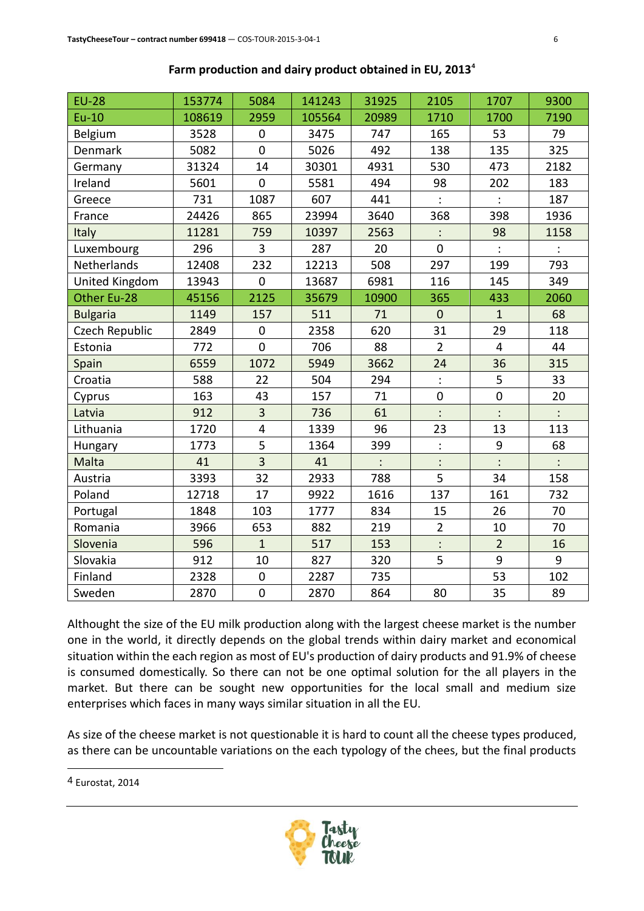**Farm production and dairy product obtained in EU, 2013**[4]

| | | | | | | | |
|---|---|---|---|---|---|---|---|
| EU-28 | 153774 | 5084 | 141243 | 31925 | 2105 | 1707 | 9300 |
| Eu-10 | 108619 | 2959 | 105564 | 20989 | 1710 | 1700 | 7190 |
| Belgium | 3528 | 0 | 3475 | 747 | 165 | 53 | 79 |
| Denmark | 5082 | 0 | 5026 | 492 | 138 | 135 | 325 |
| Germany | 31324 | 14 | 30301 | 4931 | 530 | 473 | 2182 |
| Ireland | 5601 | 0 | 5581 | 494 | 98 | 202 | 183 |
| Greece | 731 | 1087 | 607 | 441 | : | : | 187 |
| France | 24426 | 865 | 23994 | 3640 | 368 | 398 | 1936 |
| Italy | 11281 | 759 | 10397 | 2563 | : | 98 | 1158 |
| Luxembourg | 296 | 3 | 287 | 20 | 0 | : | : |
| Netherlands | 12408 | 232 | 12213 | 508 | 297 | 199 | 793 |
| United Kingdom | 13943 | 0 | 13687 | 6981 | 116 | 145 | 349 |
| Other Eu-28 | 45156 | 2125 | 35679 | 10900 | 365 | 433 | 2060 |
| Bulgaria | 1149 | 157 | 511 | 71 | 0 | 1 | 68 |
| Czech Republic | 2849 | 0 | 2358 | 620 | 31 | 29 | 118 |
| Estonia | 772 | 0 | 706 | 88 | 2 | 4 | 44 |
| Spain | 6559 | 1072 | 5949 | 3662 | 24 | 36 | 315 |
| Croatia | 588 | 22 | 504 | 294 | : | 5 | 33 |
| Cyprus | 163 | 43 | 157 | 71 | 0 | 0 | 20 |
| Latvia | 912 | 3 | 736 | 61 | : | : | : |
| Lithuania | 1720 | 4 | 1339 | 96 | 23 | 13 | 113 |
| Hungary | 1773 | 5 | 1364 | 399 | : | 9 | 68 |
| Malta | 41 | 3 | 41 | : | : | : | : |
| Austria | 3393 | 32 | 2933 | 788 | 5 | 34 | 158 |
| Poland | 12718 | 17 | 9922 | 1616 | 137 | 161 | 732 |
| Portugal | 1848 | 103 | 1777 | 834 | 15 | 26 | 70 |
| Romania | 3966 | 653 | 882 | 219 | 2 | 10 | 70 |
| Slovenia | 596 | 1 | 517 | 153 | : | 2 | 16 |
| Slovakia | 912 | 10 | 827 | 320 | 5 | 9 | 9 |
| Finland | 2328 | 0 | 2287 | 735 | | 53 | 102 |
| Sweden | 2870 | 0 | 2870 | 864 | 80 | 35 | 89 |

Althought the size of the EU milk production along with the largest cheese market is the number one in the world, it directly depends on the global trends within dairy market and economical situation within the each region as most of EU's production of dairy products and 91.9% of cheese is consumed domestically. So there can not be one optimal solution for the all players in the market. But there can be sought new opportunities for the local small and medium size enterprises which faces in many ways similar situation in all the EU.

As size of the cheese market is not questionable it is hard to count all the cheese types produced, as there can be uncountable variations on the each typology of the chees, but the final products

[4] Eurostat, 2014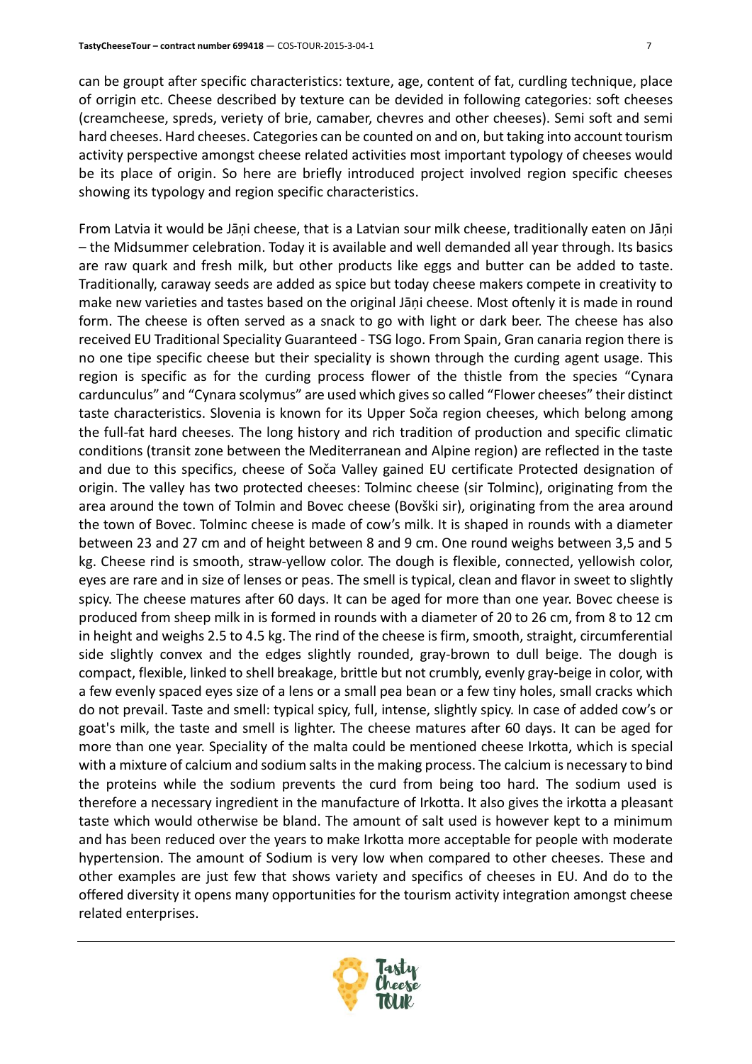can be groupt after specific characteristics: texture, age, content of fat, curdling technique, place of orrigin etc. Cheese described by texture can be devided in following categories: soft cheeses (creamcheese, spreds, veriety of brie, camaber, chevres and other cheeses). Semi soft and semi hard cheeses. Hard cheeses. Categories can be counted on and on, but taking into account tourism activity perspective amongst cheese related activities most important typology of cheeses would be its place of origin. So here are briefly introduced project involved region specific cheeses showing its typology and region specific characteristics.

From Latvia it would be Jāņi cheese, that is a Latvian sour milk cheese, traditionally eaten on Jāņi – the Midsummer celebration. Today it is available and well demanded all year through. Its basics are raw quark and fresh milk, but other products like eggs and butter can be added to taste. Traditionally, caraway seeds are added as spice but today cheese makers compete in creativity to make new varieties and tastes based on the original Jāņi cheese. Most oftenly it is made in round form. The cheese is often served as a snack to go with light or dark beer. The cheese has also received EU Traditional Speciality Guaranteed - TSG logo. From Spain, Gran canaria region there is no one tipe specific cheese but their speciality is shown through the curding agent usage. This region is specific as for the curding process flower of the thistle from the species "Cynara cardunculus" and "Cynara scolymus" are used which gives so called "Flower cheeses" their distinct taste characteristics. Slovenia is known for its Upper Soča region cheeses, which belong among the full-fat hard cheeses. The long history and rich tradition of production and specific climatic conditions (transit zone between the Mediterranean and Alpine region) are reflected in the taste and due to this specifics, cheese of Soča Valley gained EU certificate Protected designation of origin. The valley has two protected cheeses: Tolminc cheese (sir Tolminc), originating from the area around the town of Tolmin and Bovec cheese (Bovški sir), originating from the area around the town of Bovec. Tolminc cheese is made of cow's milk. It is shaped in rounds with a diameter between 23 and 27 cm and of height between 8 and 9 cm. One round weighs between 3,5 and 5 kg. Cheese rind is smooth, straw-yellow color. The dough is flexible, connected, yellowish color, eyes are rare and in size of lenses or peas. The smell is typical, clean and flavor in sweet to slightly spicy. The cheese matures after 60 days. It can be aged for more than one year. Bovec cheese is produced from sheep milk in is formed in rounds with a diameter of 20 to 26 cm, from 8 to 12 cm in height and weighs 2.5 to 4.5 kg. The rind of the cheese is firm, smooth, straight, circumferential side slightly convex and the edges slightly rounded, gray-brown to dull beige. The dough is compact, flexible, linked to shell breakage, brittle but not crumbly, evenly gray-beige in color, with a few evenly spaced eyes size of a lens or a small pea bean or a few tiny holes, small cracks which do not prevail. Taste and smell: typical spicy, full, intense, slightly spicy. In case of added cow's or goat's milk, the taste and smell is lighter. The cheese matures after 60 days. It can be aged for more than one year. Speciality of the malta could be mentioned cheese Irkotta, which is special with a mixture of calcium and sodium salts in the making process. The calcium is necessary to bind the proteins while the sodium prevents the curd from being too hard. The sodium used is therefore a necessary ingredient in the manufacture of Irkotta. It also gives the irkotta a pleasant taste which would otherwise be bland. The amount of salt used is however kept to a minimum and has been reduced over the years to make Irkotta more acceptable for people with moderate hypertension. The amount of Sodium is very low when compared to other cheeses. These and other examples are just few that shows variety and specifics of cheeses in EU. And do to the offered diversity it opens many opportunities for the tourism activity integration amongst cheese related enterprises.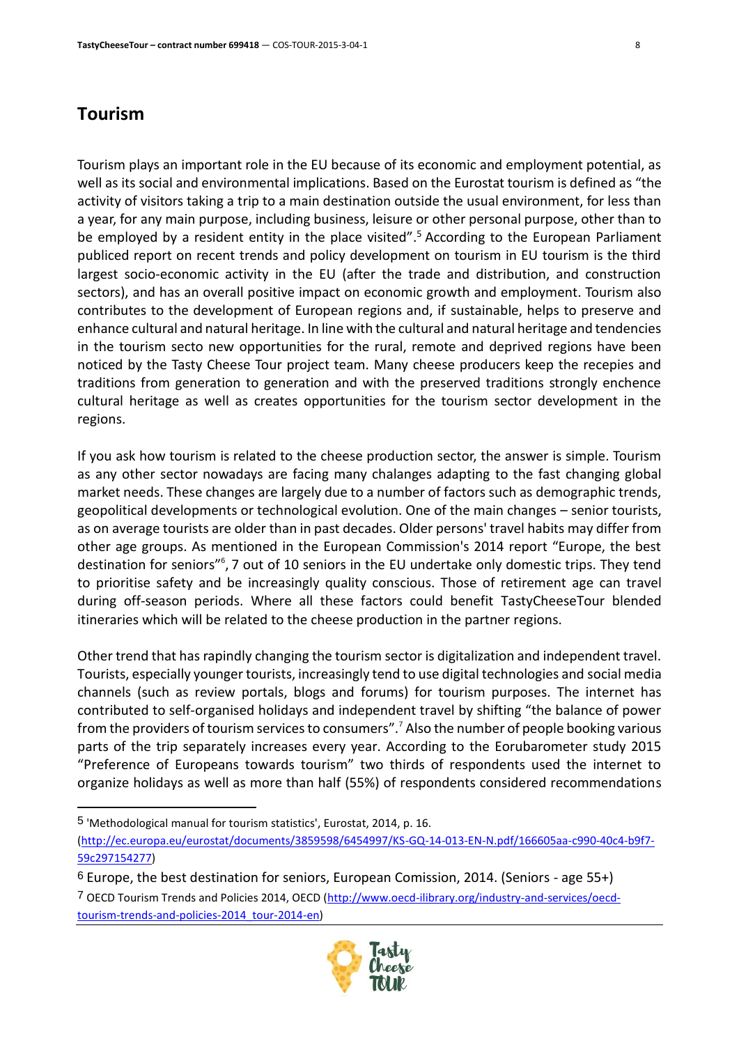## Tourism

Tourism plays an important role in the EU because of its economic and employment potential, as well as its social and environmental implications. Based on the Eurostat tourism is defined as "the activity of visitors taking a trip to a main destination outside the usual environment, for less than a year, for any main purpose, including business, leisure or other personal purpose, other than to be employed by a resident entity in the place visited".[5] According to the European Parliament publiced report on recent trends and policy development on tourism in EU tourism is the third largest socio-economic activity in the EU (after the trade and distribution, and construction sectors), and has an overall positive impact on economic growth and employment. Tourism also contributes to the development of European regions and, if sustainable, helps to preserve and enhance cultural and natural heritage. In line with the cultural and natural heritage and tendencies in the tourism secto new opportunities for the rural, remote and deprived regions have been noticed by the Tasty Cheese Tour project team. Many cheese producers keep the recepies and traditions from generation to generation and with the preserved traditions strongly enchence cultural heritage as well as creates opportunities for the tourism sector development in the regions.

If you ask how tourism is related to the cheese production sector, the answer is simple. Tourism as any other sector nowadays are facing many chalanges adapting to the fast changing global market needs. These changes are largely due to a number of factors such as demographic trends, geopolitical developments or technological evolution. One of the main changes – senior tourists, as on average tourists are older than in past decades. Older persons' travel habits may differ from other age groups. As mentioned in the European Commission's 2014 report "Europe, the best destination for seniors"[6], 7 out of 10 seniors in the EU undertake only domestic trips. They tend to prioritise safety and be increasingly quality conscious. Those of retirement age can travel during off-season periods. Where all these factors could benefit TastyCheeseTour blended itineraries which will be related to the cheese production in the partner regions.

Other trend that has rapindly changing the tourism sector is digitalization and independent travel. Tourists, especially younger tourists, increasingly tend to use digital technologies and social media channels (such as review portals, blogs and forums) for tourism purposes. The internet has contributed to self-organised holidays and independent travel by shifting "the balance of power from the providers of tourism services to consumers".[7] Also the number of people booking various parts of the trip separately increases every year. According to the Eorubarometer study 2015 "Preference of Europeans towards tourism" two thirds of respondents used the internet to organize holidays as well as more than half (55%) of respondents considered recommendations

---

[5] 'Methodological manual for tourism statistics', Eurostat, 2014, p. 16. (http://ec.europa.eu/eurostat/documents/3859598/6454997/KS-GQ-14-013-EN-N.pdf/166605aa-c990-40c4-b9f7-59c297154277)

[6] Europe, the best destination for seniors, European Comission, 2014. (Seniors - age 55+)

[7] OECD Tourism Trends and Policies 2014, OECD (http://www.oecd-ilibrary.org/industry-and-services/oecd-tourism-trends-and-policies-2014_tour-2014-en)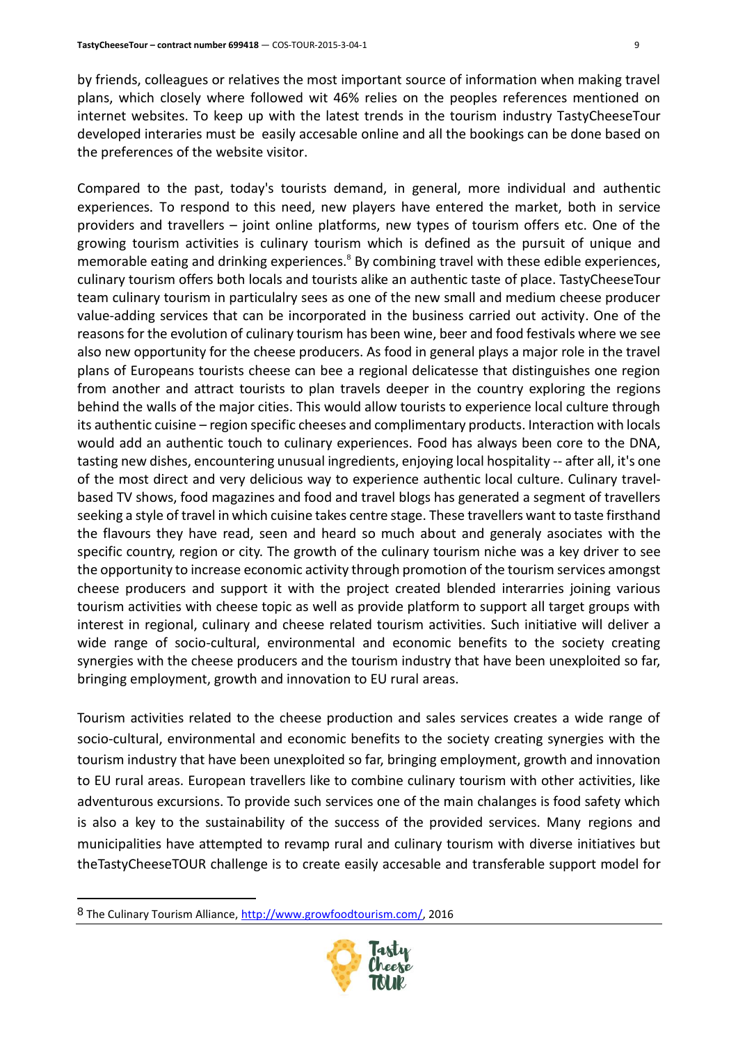by friends, colleagues or relatives the most important source of information when making travel plans, which closely where followed wit 46% relies on the peoples references mentioned on internet websites. To keep up with the latest trends in the tourism industry TastyCheeseTour developed interaries must be easily accesable online and all the bookings can be done based on the preferences of the website visitor.

Compared to the past, today's tourists demand, in general, more individual and authentic experiences. To respond to this need, new players have entered the market, both in service providers and travellers – joint online platforms, new types of tourism offers etc. One of the growing tourism activities is culinary tourism which is defined as the pursuit of unique and memorable eating and drinking experiences.[8] By combining travel with these edible experiences, culinary tourism offers both locals and tourists alike an authentic taste of place. TastyCheeseTour team culinary tourism in particulalry sees as one of the new small and medium cheese producer value-adding services that can be incorporated in the business carried out activity. One of the reasons for the evolution of culinary tourism has been wine, beer and food festivals where we see also new opportunity for the cheese producers. As food in general plays a major role in the travel plans of Europeans tourists cheese can bee a regional delicatesse that distinguishes one region from another and attract tourists to plan travels deeper in the country exploring the regions behind the walls of the major cities. This would allow tourists to experience local culture through its authentic cuisine – region specific cheeses and complimentary products. Interaction with locals would add an authentic touch to culinary experiences. Food has always been core to the DNA, tasting new dishes, encountering unusual ingredients, enjoying local hospitality -- after all, it's one of the most direct and very delicious way to experience authentic local culture. Culinary travel-based TV shows, food magazines and food and travel blogs has generated a segment of travellers seeking a style of travel in which cuisine takes centre stage. These travellers want to taste firsthand the flavours they have read, seen and heard so much about and generaly asociates with the specific country, region or city. The growth of the culinary tourism niche was a key driver to see the opportunity to increase economic activity through promotion of the tourism services amongst cheese producers and support it with the project created blended interarries joining various tourism activities with cheese topic as well as provide platform to support all target groups with interest in regional, culinary and cheese related tourism activities. Such initiative will deliver a wide range of socio-cultural, environmental and economic benefits to the society creating synergies with the cheese producers and the tourism industry that have been unexploited so far, bringing employment, growth and innovation to EU rural areas.

Tourism activities related to the cheese production and sales services creates a wide range of socio-cultural, environmental and economic benefits to the society creating synergies with the tourism industry that have been unexploited so far, bringing employment, growth and innovation to EU rural areas. European travellers like to combine culinary tourism with other activities, like adventurous excursions. To provide such services one of the main chalanges is food safety which is also a key to the sustainability of the success of the provided services. Many regions and municipalities have attempted to revamp rural and culinary tourism with diverse initiatives but theTastyCheeseTOUR challenge is to create easily accesable and transferable support model for

[8] The Culinary Tourism Alliance, http://www.growfoodtourism.com/, 2016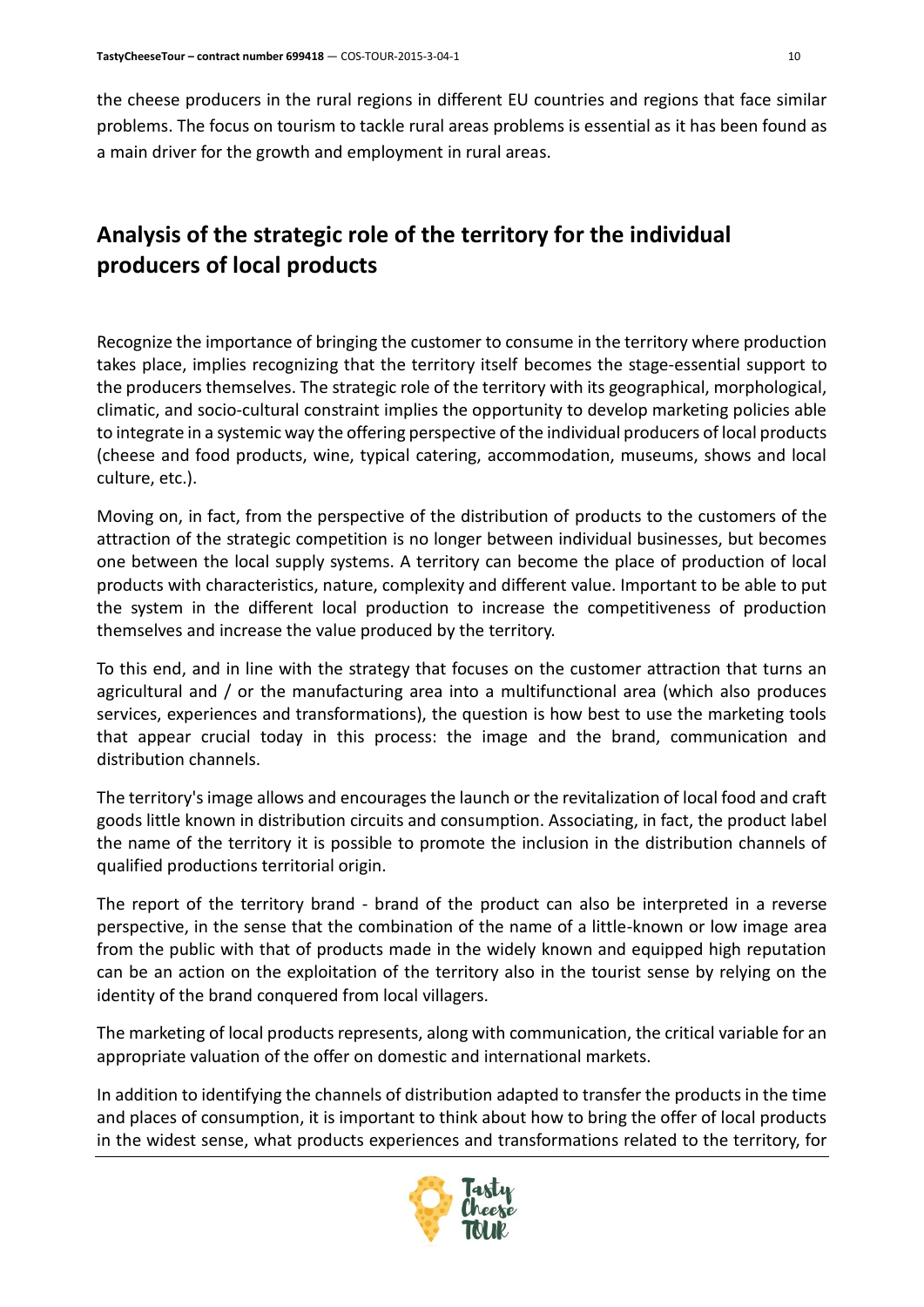the cheese producers in the rural regions in different EU countries and regions that face similar problems. The focus on tourism to tackle rural areas problems is essential as it has been found as a main driver for the growth and employment in rural areas.

## Analysis of the strategic role of the territory for the individual producers of local products

Recognize the importance of bringing the customer to consume in the territory where production takes place, implies recognizing that the territory itself becomes the stage-essential support to the producers themselves. The strategic role of the territory with its geographical, morphological, climatic, and socio-cultural constraint implies the opportunity to develop marketing policies able to integrate in a systemic way the offering perspective of the individual producers of local products (cheese and food products, wine, typical catering, accommodation, museums, shows and local culture, etc.).

Moving on, in fact, from the perspective of the distribution of products to the customers of the attraction of the strategic competition is no longer between individual businesses, but becomes one between the local supply systems. A territory can become the place of production of local products with characteristics, nature, complexity and different value. Important to be able to put the system in the different local production to increase the competitiveness of production themselves and increase the value produced by the territory.

To this end, and in line with the strategy that focuses on the customer attraction that turns an agricultural and / or the manufacturing area into a multifunctional area (which also produces services, experiences and transformations), the question is how best to use the marketing tools that appear crucial today in this process: the image and the brand, communication and distribution channels.

The territory's image allows and encourages the launch or the revitalization of local food and craft goods little known in distribution circuits and consumption. Associating, in fact, the product label the name of the territory it is possible to promote the inclusion in the distribution channels of qualified productions territorial origin.

The report of the territory brand - brand of the product can also be interpreted in a reverse perspective, in the sense that the combination of the name of a little-known or low image area from the public with that of products made in the widely known and equipped high reputation can be an action on the exploitation of the territory also in the tourist sense by relying on the identity of the brand conquered from local villagers.

The marketing of local products represents, along with communication, the critical variable for an appropriate valuation of the offer on domestic and international markets.

In addition to identifying the channels of distribution adapted to transfer the products in the time and places of consumption, it is important to think about how to bring the offer of local products in the widest sense, what products experiences and transformations related to the territory, for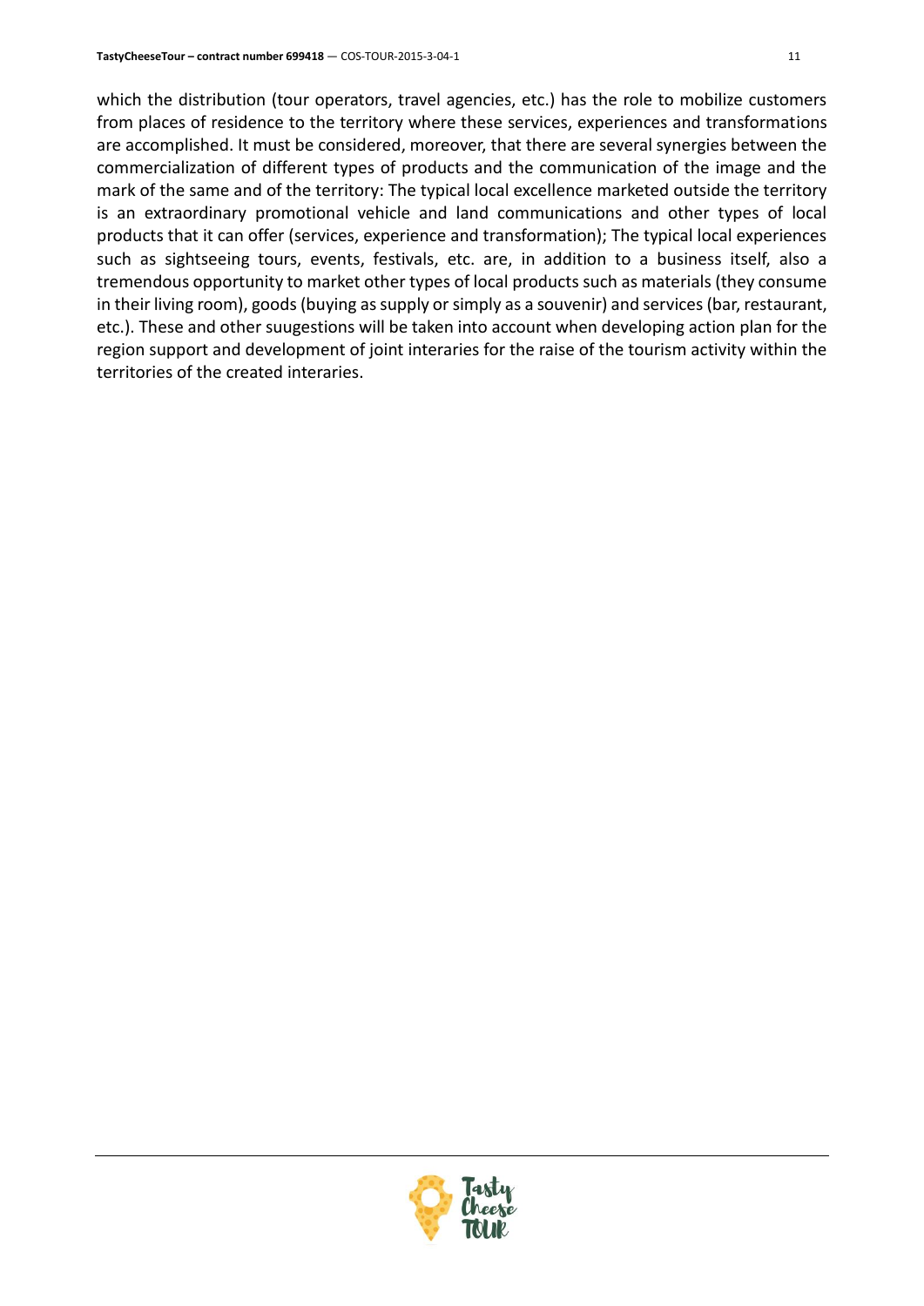which the distribution (tour operators, travel agencies, etc.) has the role to mobilize customers from places of residence to the territory where these services, experiences and transformations are accomplished. It must be considered, moreover, that there are several synergies between the commercialization of different types of products and the communication of the image and the mark of the same and of the territory: The typical local excellence marketed outside the territory is an extraordinary promotional vehicle and land communications and other types of local products that it can offer (services, experience and transformation); The typical local experiences such as sightseeing tours, events, festivals, etc. are, in addition to a business itself, also a tremendous opportunity to market other types of local products such as materials (they consume in their living room), goods (buying as supply or simply as a souvenir) and services (bar, restaurant, etc.). These and other suugestions will be taken into account when developing action plan for the region support and development of joint interaries for the raise of the tourism activity within the territories of the created interaries.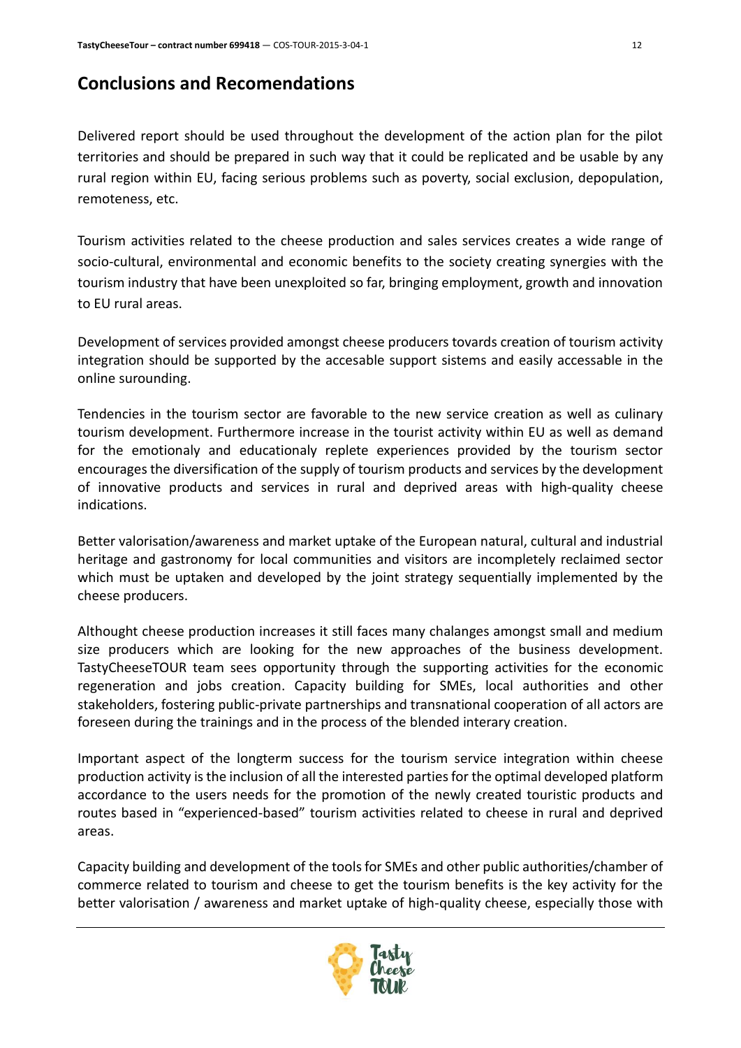## Conclusions and Recomendations

Delivered report should be used throughout the development of the action plan for the pilot territories and should be prepared in such way that it could be replicated and be usable by any rural region within EU, facing serious problems such as poverty, social exclusion, depopulation, remoteness, etc.

Tourism activities related to the cheese production and sales services creates a wide range of socio-cultural, environmental and economic benefits to the society creating synergies with the tourism industry that have been unexploited so far, bringing employment, growth and innovation to EU rural areas.

Development of services provided amongst cheese producers tovards creation of tourism activity integration should be supported by the accesable support sistems and easily accessable in the online surounding.

Tendencies in the tourism sector are favorable to the new service creation as well as culinary tourism development. Furthermore increase in the tourist activity within EU as well as demand for the emotionaly and educationaly replete experiences provided by the tourism sector encourages the diversification of the supply of tourism products and services by the development of innovative products and services in rural and deprived areas with high-quality cheese indications.

Better valorisation/awareness and market uptake of the European natural, cultural and industrial heritage and gastronomy for local communities and visitors are incompletely reclaimed sector which must be uptaken and developed by the joint strategy sequentially implemented by the cheese producers.

Althought cheese production increases it still faces many chalanges amongst small and medium size producers which are looking for the new approaches of the business development. TastyCheeseTOUR team sees opportunity through the supporting activities for the economic regeneration and jobs creation. Capacity building for SMEs, local authorities and other stakeholders, fostering public-private partnerships and transnational cooperation of all actors are foreseen during the trainings and in the process of the blended interary creation.

Important aspect of the longterm success for the tourism service integration within cheese production activity is the inclusion of all the interested parties for the optimal developed platform accordance to the users needs for the promotion of the newly created touristic products and routes based in "experienced-based" tourism activities related to cheese in rural and deprived areas.

Capacity building and development of the tools for SMEs and other public authorities/chamber of commerce related to tourism and cheese to get the tourism benefits is the key activity for the better valorisation / awareness and market uptake of high-quality cheese, especially those with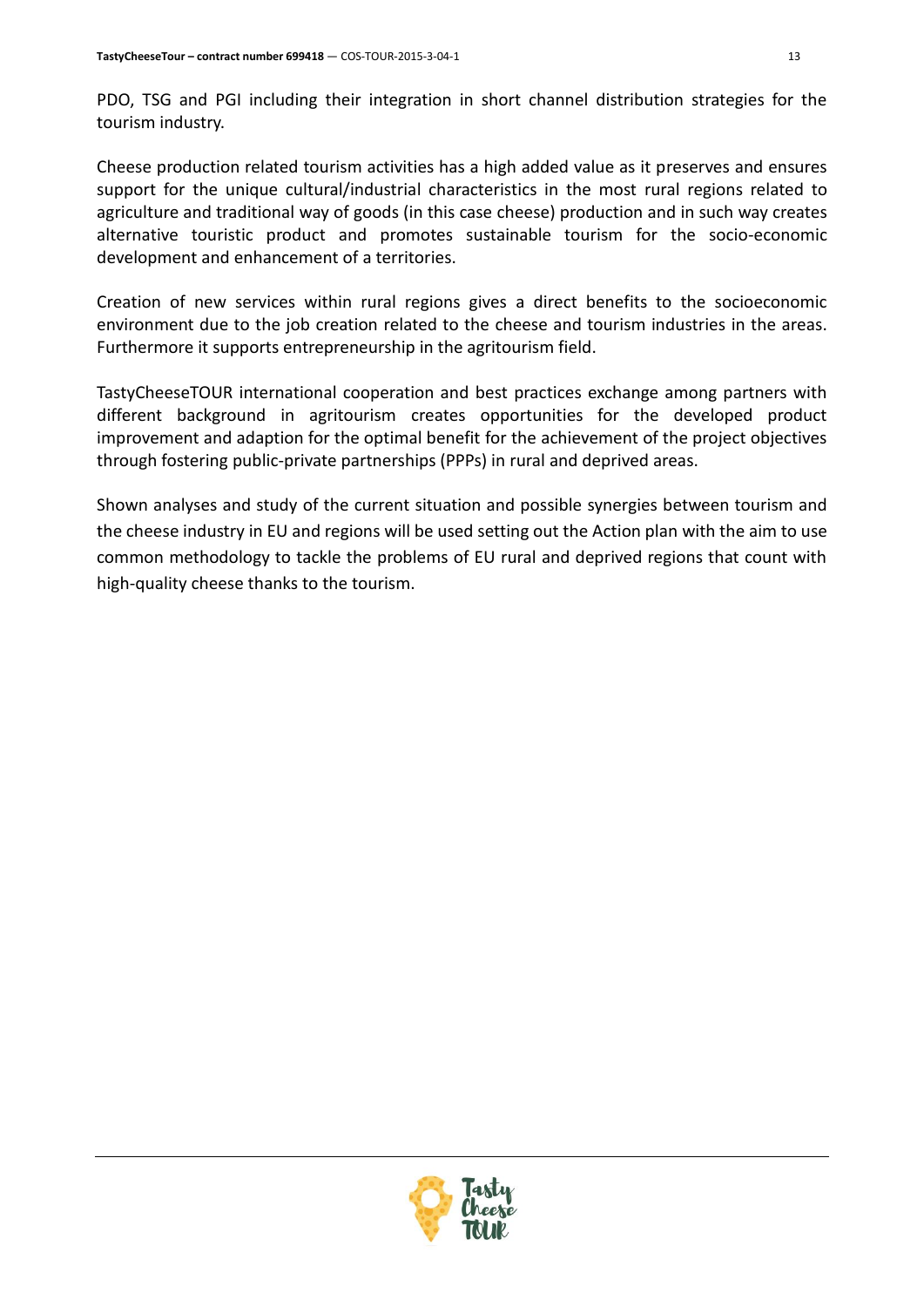PDO, TSG and PGI including their integration in short channel distribution strategies for the tourism industry.

Cheese production related tourism activities has a high added value as it preserves and ensures support for the unique cultural/industrial characteristics in the most rural regions related to agriculture and traditional way of goods (in this case cheese) production and in such way creates alternative touristic product and promotes sustainable tourism for the socio-economic development and enhancement of a territories.

Creation of new services within rural regions gives a direct benefits to the socioeconomic environment due to the job creation related to the cheese and tourism industries in the areas. Furthermore it supports entrepreneurship in the agritourism field.

TastyCheeseTOUR international cooperation and best practices exchange among partners with different background in agritourism creates opportunities for the developed product improvement and adaption for the optimal benefit for the achievement of the project objectives through fostering public-private partnerships (PPPs) in rural and deprived areas.

Shown analyses and study of the current situation and possible synergies between tourism and the cheese industry in EU and regions will be used setting out the Action plan with the aim to use common methodology to tackle the problems of EU rural and deprived regions that count with high-quality cheese thanks to the tourism.